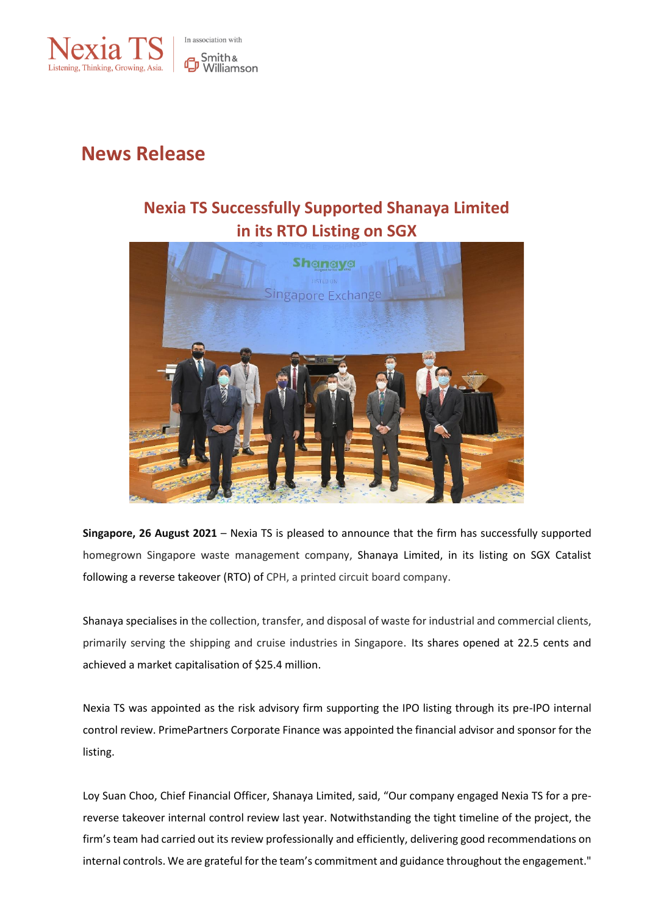Nexia TS
Listening, Thinking, Growing, Asia.

In association with Smith & Williamson

# News Release

## Nexia TS Successfully Supported Shanaya Limited in its RTO Listing on SGX

**Singapore, 26 August 2021** – Nexia TS is pleased to announce that the firm has successfully supported homegrown Singapore waste management company, Shanaya Limited, in its listing on SGX Catalist following a reverse takeover (RTO) of CPH, a printed circuit board company.

Shanaya specialises in the collection, transfer, and disposal of waste for industrial and commercial clients, primarily serving the shipping and cruise industries in Singapore. Its shares opened at 22.5 cents and achieved a market capitalisation of $25.4 million.

Nexia TS was appointed as the risk advisory firm supporting the IPO listing through its pre-IPO internal control review. PrimePartners Corporate Finance was appointed the financial advisor and sponsor for the listing.

Loy Suan Choo, Chief Financial Officer, Shanaya Limited, said, "Our company engaged Nexia TS for a pre-reverse takeover internal control review last year. Notwithstanding the tight timeline of the project, the firm's team had carried out its review professionally and efficiently, delivering good recommendations on internal controls. We are grateful for the team's commitment and guidance throughout the engagement."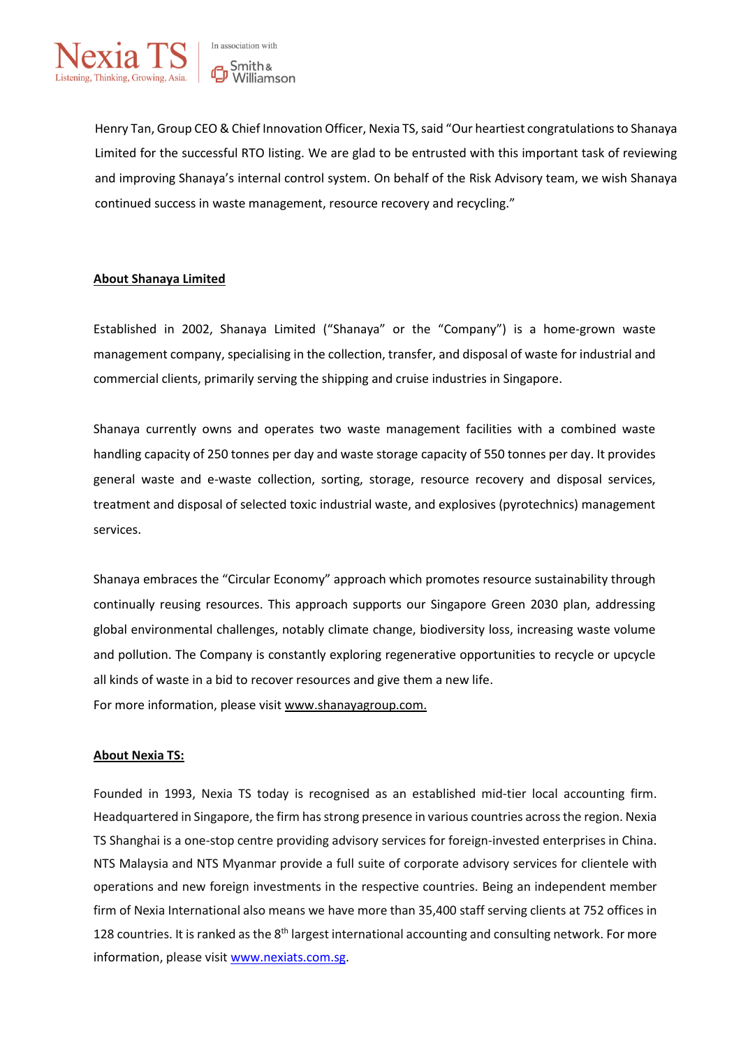Henry Tan, Group CEO & Chief Innovation Officer, Nexia TS, said "Our heartiest congratulations to Shanaya Limited for the successful RTO listing. We are glad to be entrusted with this important task of reviewing and improving Shanaya's internal control system. On behalf of the Risk Advisory team, we wish Shanaya continued success in waste management, resource recovery and recycling."

## About Shanaya Limited

Established in 2002, Shanaya Limited ("Shanaya" or the "Company") is a home-grown waste management company, specialising in the collection, transfer, and disposal of waste for industrial and commercial clients, primarily serving the shipping and cruise industries in Singapore.

Shanaya currently owns and operates two waste management facilities with a combined waste handling capacity of 250 tonnes per day and waste storage capacity of 550 tonnes per day. It provides general waste and e-waste collection, sorting, storage, resource recovery and disposal services, treatment and disposal of selected toxic industrial waste, and explosives (pyrotechnics) management services.

Shanaya embraces the "Circular Economy" approach which promotes resource sustainability through continually reusing resources. This approach supports our Singapore Green 2030 plan, addressing global environmental challenges, notably climate change, biodiversity loss, increasing waste volume and pollution. The Company is constantly exploring regenerative opportunities to recycle or upcycle all kinds of waste in a bid to recover resources and give them a new life.
For more information, please visit www.shanayagroup.com.

## About Nexia TS:

Founded in 1993, Nexia TS today is recognised as an established mid-tier local accounting firm. Headquartered in Singapore, the firm has strong presence in various countries across the region. Nexia TS Shanghai is a one-stop centre providing advisory services for foreign-invested enterprises in China. NTS Malaysia and NTS Myanmar provide a full suite of corporate advisory services for clientele with operations and new foreign investments in the respective countries. Being an independent member firm of Nexia International also means we have more than 35,400 staff serving clients at 752 offices in 128 countries. It is ranked as the 8th largest international accounting and consulting network. For more information, please visit www.nexiats.com.sg.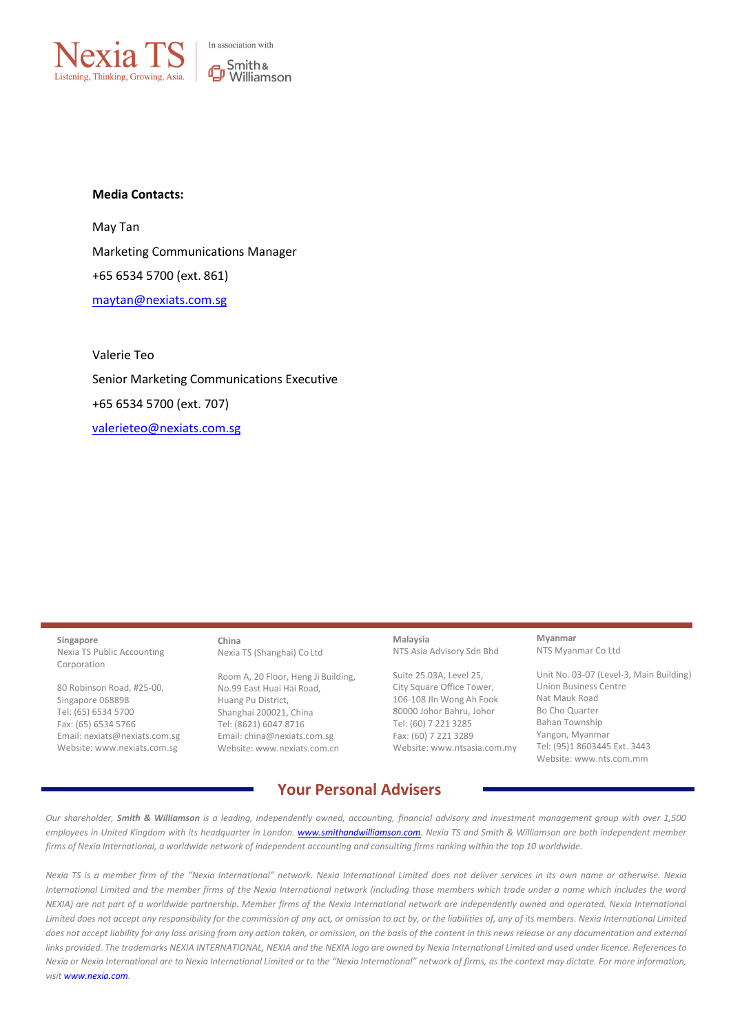Nexia TS
Listening, Thinking, Growing, Asia.

In association with Smith & Williamson

**Media Contacts:**

May Tan

Marketing Communications Manager

+65 6534 5700 (ext. 861)

maytan@nexiats.com.sg

Valerie Teo

Senior Marketing Communications Executive

+65 6534 5700 (ext. 707)

valerieteo@nexiats.com.sg

**Singapore**
Nexia TS Public Accounting Corporation

80 Robinson Road, #25-00,
Singapore 068898
Tel: (65) 6534 5700
Fax: (65) 6534 5766
Email: nexiats@nexiats.com.sg
Website: www.nexiats.com.sg

**China**
Nexia TS (Shanghai) Co Ltd

Room A, 20 Floor, Heng Ji Building,
No.99 East Huai Hai Road,
Huang Pu District,
Shanghai 200021, China
Tel: (8621) 6047 8716
Email: china@nexiats.com.sg
Website: www.nexiats.com.cn

**Malaysia**
NTS Asia Advisory Sdn Bhd

Suite 25.03A, Level 25,
City Square Office Tower,
106-108 Jln Wong Ah Fook
80000 Johor Bahru, Johor
Tel: (60) 7 221 3285
Fax: (60) 7 221 3289
Website: www.ntsasia.com.my

**Myanmar**
NTS Myanmar Co Ltd

Unit No. 03-07 (Level-3, Main Building)
Union Business Centre
Nat Mauk Road
Bo Cho Quarter
Bahan Township
Yangon, Myanmar
Tel: (95)1 8603445 Ext. 3443
Website: www.nts.com.mm

## Your Personal Advisers

*Our shareholder, **Smith & Williamson** is a leading, independently owned, accounting, financial advisory and investment management group with over 1,500 employees in United Kingdom with its headquarter in London. www.smithandwilliamson.com. Nexia TS and Smith & Williamson are both independent member firms of Nexia International, a worldwide network of independent accounting and consulting firms ranking within the top 10 worldwide.*

*Nexia TS is a member firm of the "Nexia International" network. Nexia International Limited does not deliver services in its own name or otherwise. Nexia International Limited and the member firms of the Nexia International network (including those members which trade under a name which includes the word NEXIA) are not part of a worldwide partnership. Member firms of the Nexia International network are independently owned and operated. Nexia International Limited does not accept any responsibility for the commission of any act, or omission to act by, or the liabilities of, any of its members. Nexia International Limited does not accept liability for any loss arising from any action taken, or omission, on the basis of the content in this news release or any documentation and external links provided. The trademarks NEXIA INTERNATIONAL, NEXIA and the NEXIA logo are owned by Nexia International Limited and used under licence. References to Nexia or Nexia International are to Nexia International Limited or to the "Nexia International" network of firms, as the context may dictate. For more information, visit www.nexia.com.*